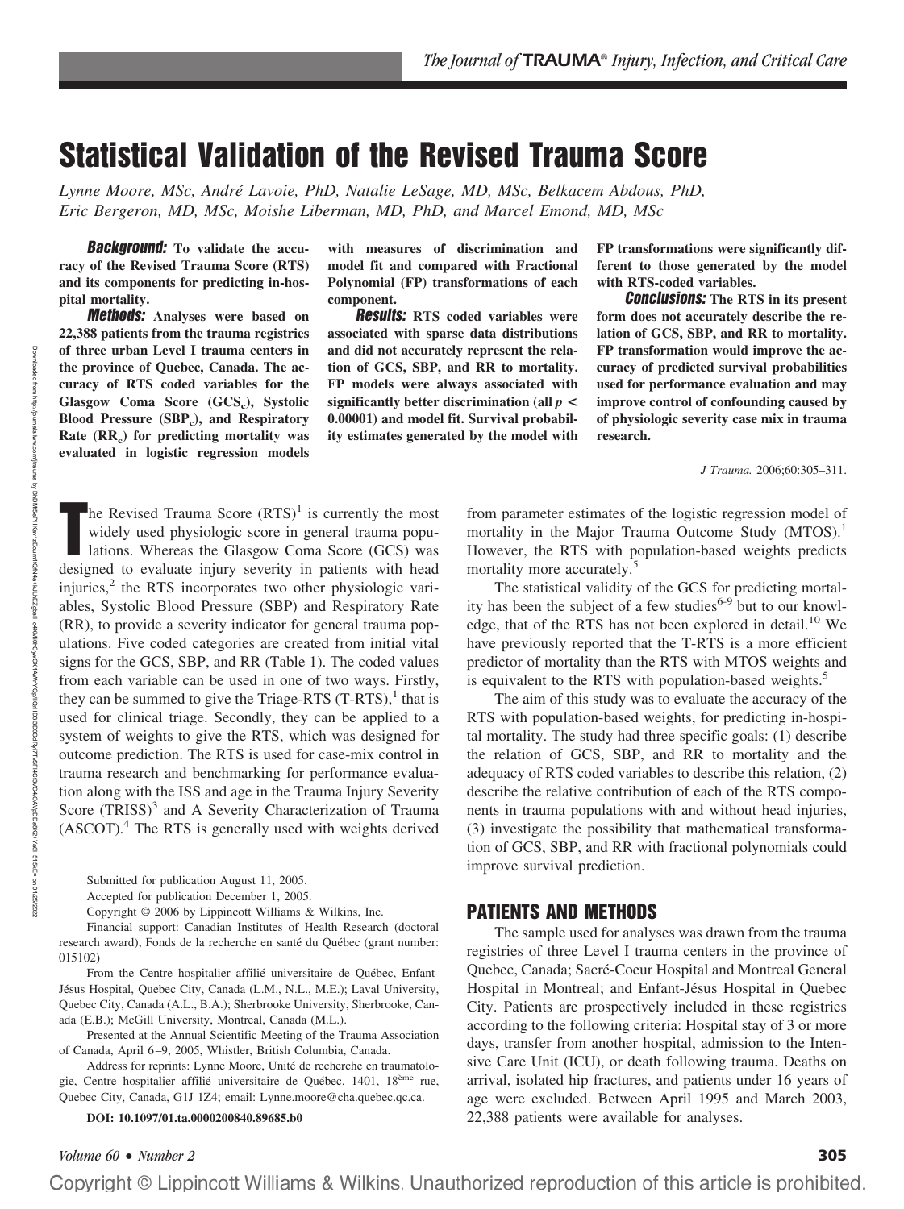# Statistical Validation of the Revised Trauma Score

*Lynne Moore, MSc, André Lavoie, PhD, Natalie LeSage, MD, MSc, Belkacem Abdous, PhD, Eric Bergeron, MD, MSc, Moishe Liberman, MD, PhD, and Marcel Emond, MD, MSc*

***Background:*** **To validate the accuracy of the Revised Trauma Score (RTS) and its components for predicting in-hospital mortality.**

***Methods:*** **Analyses were based on 22,388 patients from the trauma registries of three urban Level I trauma centers in the province of Quebec, Canada. The accuracy of RTS coded variables for the Glasgow Coma Score ($GCS_c$), Systolic Blood Pressure ($SBP_c$), and Respiratory Rate ($RR_c$) for predicting mortality was evaluated in logistic regression models with measures of discrimination and model fit and compared with Fractional Polynomial (FP) transformations of each component.**

***Results:*** **RTS coded variables were associated with sparse data distributions and did not accurately represent the relation of GCS, SBP, and RR to mortality. FP models were always associated with significantly better discrimination (all $p < 0.00001$) and model fit. Survival probability estimates generated by the model with FP transformations were significantly different to those generated by the model with RTS-coded variables.**

***Conclusions:*** **The RTS in its present form does not accurately describe the relation of GCS, SBP, and RR to mortality. FP transformation would improve the accuracy of predicted survival probabilities used for performance evaluation and may improve control of confounding caused by of physiologic severity case mix in trauma research.**

*J Trauma.* 2006;60:305–311.

The Revised Trauma Score (RTS)[1] is currently the most widely used physiologic score in general trauma populations. Whereas the Glasgow Coma Score (GCS) was designed to evaluate injury severity in patients with head injuries,[2] the RTS incorporates two other physiologic variables, Systolic Blood Pressure (SBP) and Respiratory Rate (RR), to provide a severity indicator for general trauma populations. Five coded categories are created from initial vital signs for the GCS, SBP, and RR (Table 1). The coded values from each variable can be used in one of two ways. Firstly, they can be summed to give the Triage-RTS (T-RTS),[1] that is used for clinical triage. Secondly, they can be applied to a system of weights to give the RTS, which was designed for outcome prediction. The RTS is used for case-mix control in trauma research and benchmarking for performance evaluation along with the ISS and age in the Trauma Injury Severity Score (TRISS)[3] and A Severity Characterization of Trauma (ASCOT).[4] The RTS is generally used with weights derived from parameter estimates of the logistic regression model of mortality in the Major Trauma Outcome Study (MTOS).[1] However, the RTS with population-based weights predicts mortality more accurately.[5]

The statistical validity of the GCS for predicting mortality has been the subject of a few studies[6-9] but to our knowledge, that of the RTS has not been explored in detail.[10] We have previously reported that the T-RTS is a more efficient predictor of mortality than the RTS with MTOS weights and is equivalent to the RTS with population-based weights.[5]

The aim of this study was to evaluate the accuracy of the RTS with population-based weights, for predicting in-hospital mortality. The study had three specific goals: (1) describe the relation of GCS, SBP, and RR to mortality and the adequacy of RTS coded variables to describe this relation, (2) describe the relative contribution of each of the RTS components in trauma populations with and without head injuries, (3) investigate the possibility that mathematical transformation of GCS, SBP, and RR with fractional polynomials could improve survival prediction.

## PATIENTS AND METHODS

The sample used for analyses was drawn from the trauma registries of three Level I trauma centers in the province of Quebec, Canada; Sacré-Coeur Hospital and Montreal General Hospital in Montreal; and Enfant-Jésus Hospital in Quebec City. Patients are prospectively included in these registries according to the following criteria: Hospital stay of 3 or more days, transfer from another hospital, admission to the Intensive Care Unit (ICU), or death following trauma. Deaths on arrival, isolated hip fractures, and patients under 16 years of age were excluded. Between April 1995 and March 2003, 22,388 patients were available for analyses.

---

Submitted for publication August 11, 2005.

Accepted for publication December 1, 2005.

Copyright © 2006 by Lippincott Williams & Wilkins, Inc.

Financial support: Canadian Institutes of Health Research (doctoral research award), Fonds de la recherche en santé du Québec (grant number: 015102)

From the Centre hospitalier affilié universitaire de Québec, Enfant-Jésus Hospital, Quebec City, Canada (L.M., N.L., M.E.); Laval University, Quebec City, Canada (A.L., B.A.); Sherbrooke University, Sherbrooke, Canada (E.B.); McGill University, Montreal, Canada (M.L.).

Presented at the Annual Scientific Meeting of the Trauma Association of Canada, April 6–9, 2005, Whistler, British Columbia, Canada.

Address for reprints: Lynne Moore, Unité de recherche en traumatologie, Centre hospitalier affilié universitaire de Québec, 1401, 18ème rue, Quebec City, Canada, G1J 1Z4; email: Lynne.moore@cha.quebec.qc.ca.

**DOI: 10.1097/01.ta.0000200840.89685.b0**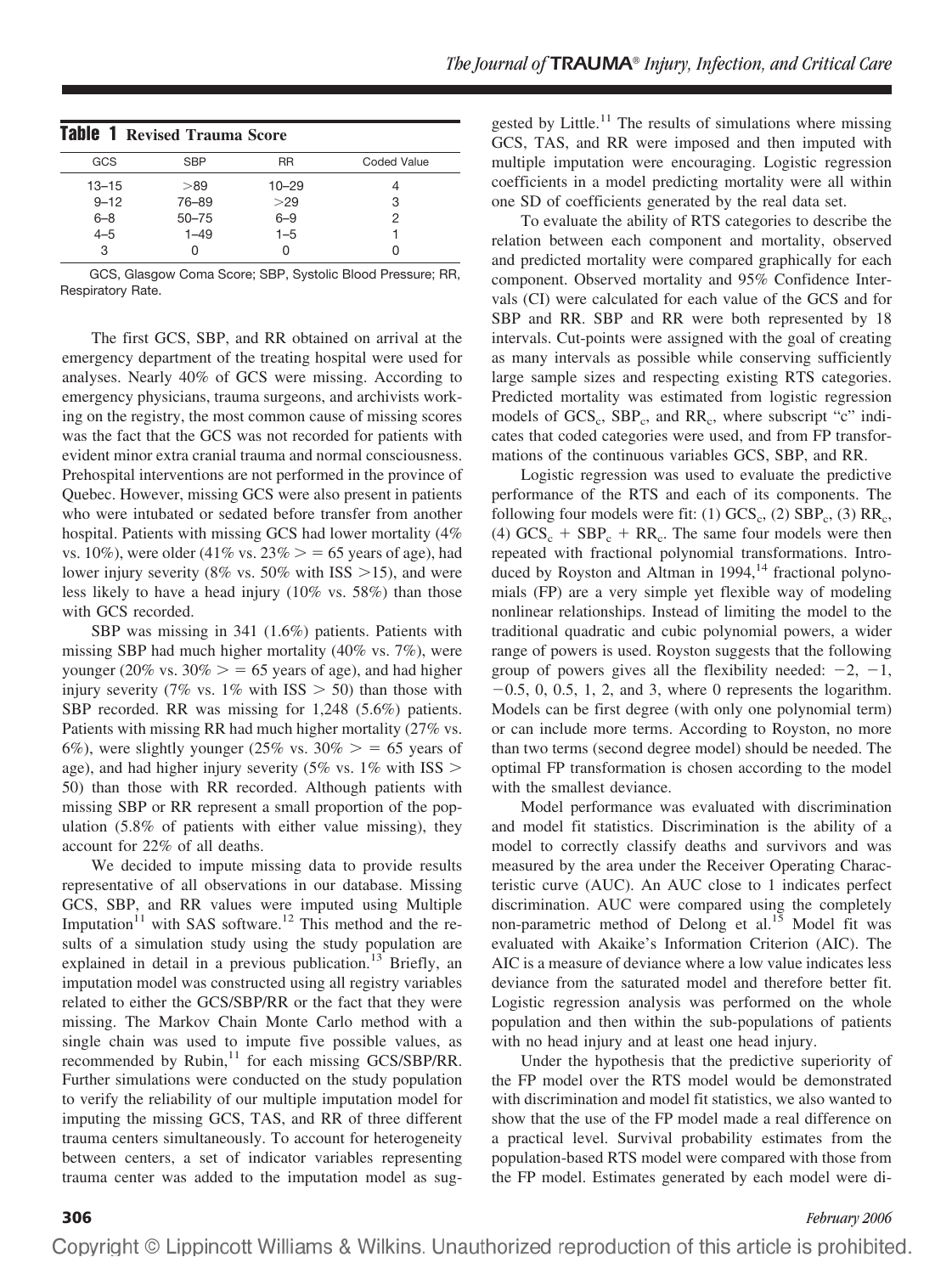**Table 1** Revised Trauma Score

| GCS | SBP | RR | Coded Value |
|---|---|---|---|
| 13–15 | >89 | 10–29 | 4 |
| 9–12 | 76–89 | >29 | 3 |
| 6–8 | 50–75 | 6–9 | 2 |
| 4–5 | 1–49 | 1–5 | 1 |
| 3 | 0 | 0 | 0 |

GCS, Glasgow Coma Score; SBP, Systolic Blood Pressure; RR, Respiratory Rate.

The first GCS, SBP, and RR obtained on arrival at the emergency department of the treating hospital were used for analyses. Nearly 40% of GCS were missing. According to emergency physicians, trauma surgeons, and archivists working on the registry, the most common cause of missing scores was the fact that the GCS was not recorded for patients with evident minor extra cranial trauma and normal consciousness. Prehospital interventions are not performed in the province of Quebec. However, missing GCS were also present in patients who were intubated or sedated before transfer from another hospital. Patients with missing GCS had lower mortality (4% vs. 10%), were older (41% vs. 23% >= 65 years of age), had lower injury severity (8% vs. 50% with ISS >15), and were less likely to have a head injury (10% vs. 58%) than those with GCS recorded.

SBP was missing in 341 (1.6%) patients. Patients with missing SBP had much higher mortality (40% vs. 7%), were younger (20% vs. 30% >= 65 years of age), and had higher injury severity (7% vs. 1% with ISS > 50) than those with SBP recorded. RR was missing for 1,248 (5.6%) patients. Patients with missing RR had much higher mortality (27% vs. 6%), were slightly younger (25% vs. 30% >= 65 years of age), and had higher injury severity (5% vs. 1% with ISS > 50) than those with RR recorded. Although patients with missing SBP or RR represent a small proportion of the population (5.8% of patients with either value missing), they account for 22% of all deaths.

We decided to impute missing data to provide results representative of all observations in our database. Missing GCS, SBP, and RR values were imputed using Multiple Imputation[11] with SAS software.[12] This method and the results of a simulation study using the study population are explained in detail in a previous publication.[13] Briefly, an imputation model was constructed using all registry variables related to either the GCS/SBP/RR or the fact that they were missing. The Markov Chain Monte Carlo method with a single chain was used to impute five possible values, as recommended by Rubin,[11] for each missing GCS/SBP/RR. Further simulations were conducted on the study population to verify the reliability of our multiple imputation model for imputing the missing GCS, TAS, and RR of three different trauma centers simultaneously. To account for heterogeneity between centers, a set of indicator variables representing trauma center was added to the imputation model as suggested by Little.[11] The results of simulations where missing GCS, TAS, and RR were imposed and then imputed with multiple imputation were encouraging. Logistic regression coefficients in a model predicting mortality were all within one SD of coefficients generated by the real data set.

To evaluate the ability of RTS categories to describe the relation between each component and mortality, observed and predicted mortality were compared graphically for each component. Observed mortality and 95% Confidence Intervals (CI) were calculated for each value of the GCS and for SBP and RR. SBP and RR were both represented by 18 intervals. Cut-points were assigned with the goal of creating as many intervals as possible while conserving sufficiently large sample sizes and respecting existing RTS categories. Predicted mortality was estimated from logistic regression models of $GCS_c$, $SBP_c$, and $RR_c$, where subscript "c" indicates that coded categories were used, and from FP transformations of the continuous variables GCS, SBP, and RR.

Logistic regression was used to evaluate the predictive performance of the RTS and each of its components. The following four models were fit: (1) $GCS_c$, (2) $SBP_c$, (3) $RR_c$, (4) $GCS_c + SBP_c + RR_c$. The same four models were then repeated with fractional polynomial transformations. Introduced by Royston and Altman in 1994,[14] fractional polynomials (FP) are a very simple yet flexible way of modeling nonlinear relationships. Instead of limiting the model to the traditional quadratic and cubic polynomial powers, a wider range of powers is used. Royston suggests that the following group of powers gives all the flexibility needed: $-2$, $-1$, $-0.5$, 0, 0.5, 1, 2, and 3, where 0 represents the logarithm. Models can be first degree (with only one polynomial term) or can include more terms. According to Royston, no more than two terms (second degree model) should be needed. The optimal FP transformation is chosen according to the model with the smallest deviance.

Model performance was evaluated with discrimination and model fit statistics. Discrimination is the ability of a model to correctly classify deaths and survivors and was measured by the area under the Receiver Operating Characteristic curve (AUC). An AUC close to 1 indicates perfect discrimination. AUC were compared using the completely non-parametric method of Delong et al.[15] Model fit was evaluated with Akaike's Information Criterion (AIC). The AIC is a measure of deviance where a low value indicates less deviance from the saturated model and therefore better fit. Logistic regression analysis was performed on the whole population and then within the sub-populations of patients with no head injury and at least one head injury.

Under the hypothesis that the predictive superiority of the FP model over the RTS model would be demonstrated with discrimination and model fit statistics, we also wanted to show that the use of the FP model made a real difference on a practical level. Survival probability estimates from the population-based RTS model were compared with those from the FP model. Estimates generated by each model were di-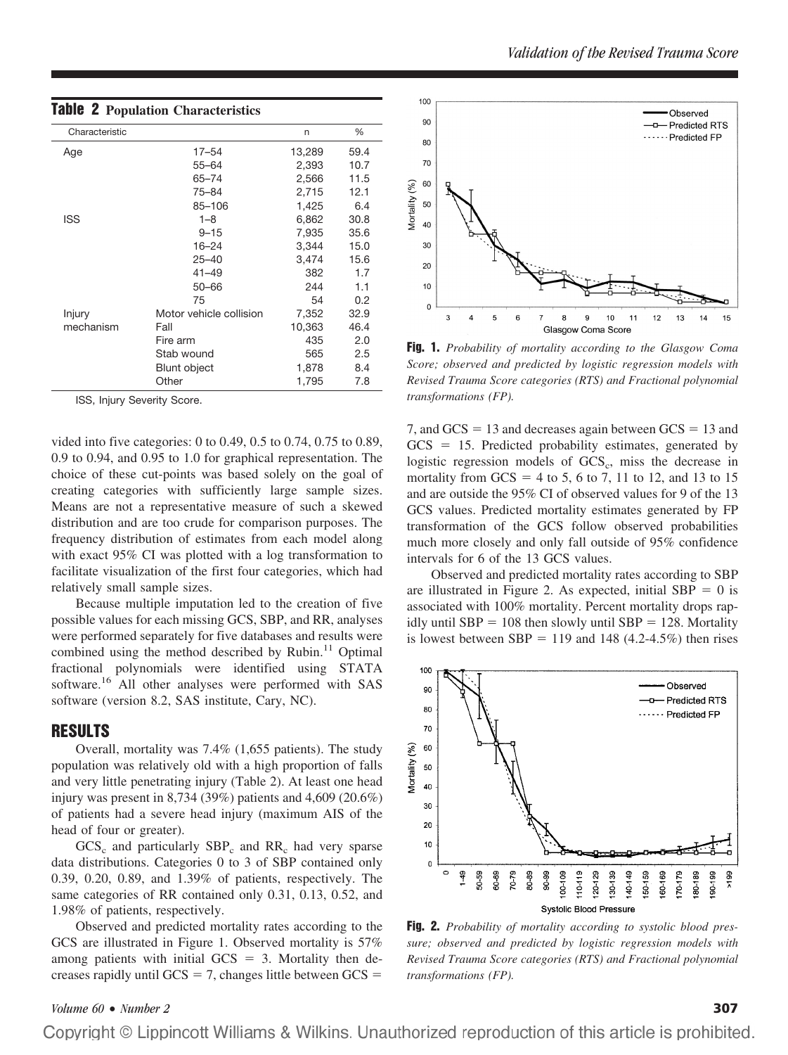**Table 2** Population Characteristics

| Characteristic | | n | % |
|---|---|---|---|
| Age | 17–54 | 13,289 | 59.4 |
| | 55–64 | 2,393 | 10.7 |
| | 65–74 | 2,566 | 11.5 |
| | 75–84 | 2,715 | 12.1 |
| | 85–106 | 1,425 | 6.4 |
| ISS | 1–8 | 6,862 | 30.8 |
| | 9–15 | 7,935 | 35.6 |
| | 16–24 | 3,344 | 15.0 |
| | 25–40 | 3,474 | 15.6 |
| | 41–49 | 382 | 1.7 |
| | 50–66 | 244 | 1.1 |
| | 75 | 54 | 0.2 |
| Injury mechanism | Motor vehicle collision | 7,352 | 32.9 |
| | Fall | 10,363 | 46.4 |
| | Fire arm | 435 | 2.0 |
| | Stab wound | 565 | 2.5 |
| | Blunt object | 1,878 | 8.4 |
| | Other | 1,795 | 7.8 |

ISS, Injury Severity Score.

vided into five categories: 0 to 0.49, 0.5 to 0.74, 0.75 to 0.89, 0.9 to 0.94, and 0.95 to 1.0 for graphical representation. The choice of these cut-points was based solely on the goal of creating categories with sufficiently large sample sizes. Means are not a representative measure of such a skewed distribution and are too crude for comparison purposes. The frequency distribution of estimates from each model along with exact 95% CI was plotted with a log transformation to facilitate visualization of the first four categories, which had relatively small sample sizes.

Because multiple imputation led to the creation of five possible values for each missing GCS, SBP, and RR, analyses were performed separately for five databases and results were combined using the method described by Rubin.[11] Optimal fractional polynomials were identified using STATA software.[16] All other analyses were performed with SAS software (version 8.2, SAS institute, Cary, NC).

## RESULTS

Overall, mortality was 7.4% (1,655 patients). The study population was relatively old with a high proportion of falls and very little penetrating injury (Table 2). At least one head injury was present in 8,734 (39%) patients and 4,609 (20.6%) of patients had a severe head injury (maximum AIS of the head of four or greater).

$GCS_c$ and particularly $SBP_c$ and $RR_c$ had very sparse data distributions. Categories 0 to 3 of SBP contained only 0.39, 0.20, 0.89, and 1.39% of patients, respectively. The same categories of RR contained only 0.31, 0.13, 0.52, and 1.98% of patients, respectively.

Observed and predicted mortality rates according to the GCS are illustrated in Figure 1. Observed mortality is 57% among patients with initial GCS = 3. Mortality then decreases rapidly until GCS = 7, changes little between GCS = 7, and GCS = 13 and decreases again between GCS = 13 and GCS = 15. Predicted probability estimates, generated by logistic regression models of $GCS_c$, miss the decrease in mortality from GCS = 4 to 5, 6 to 7, 11 to 12, and 13 to 15 and are outside the 95% CI of observed values for 9 of the 13 GCS values. Predicted mortality estimates generated by FP transformation of the GCS follow observed probabilities much more closely and only fall outside of 95% confidence intervals for 6 of the 13 GCS values.

**Fig. 1.** *Probability of mortality according to the Glasgow Coma Score; observed and predicted by logistic regression models with Revised Trauma Score categories (RTS) and Fractional polynomial transformations (FP).*

Observed and predicted mortality rates according to SBP are illustrated in Figure 2. As expected, initial SBP = 0 is associated with 100% mortality. Percent mortality drops rapidly until SBP = 108 then slowly until SBP = 128. Mortality is lowest between SBP = 119 and 148 (4.2-4.5%) then rises

**Fig. 2.** *Probability of mortality according to systolic blood pressure; observed and predicted by logistic regression models with Revised Trauma Score categories (RTS) and Fractional polynomial transformations (FP).*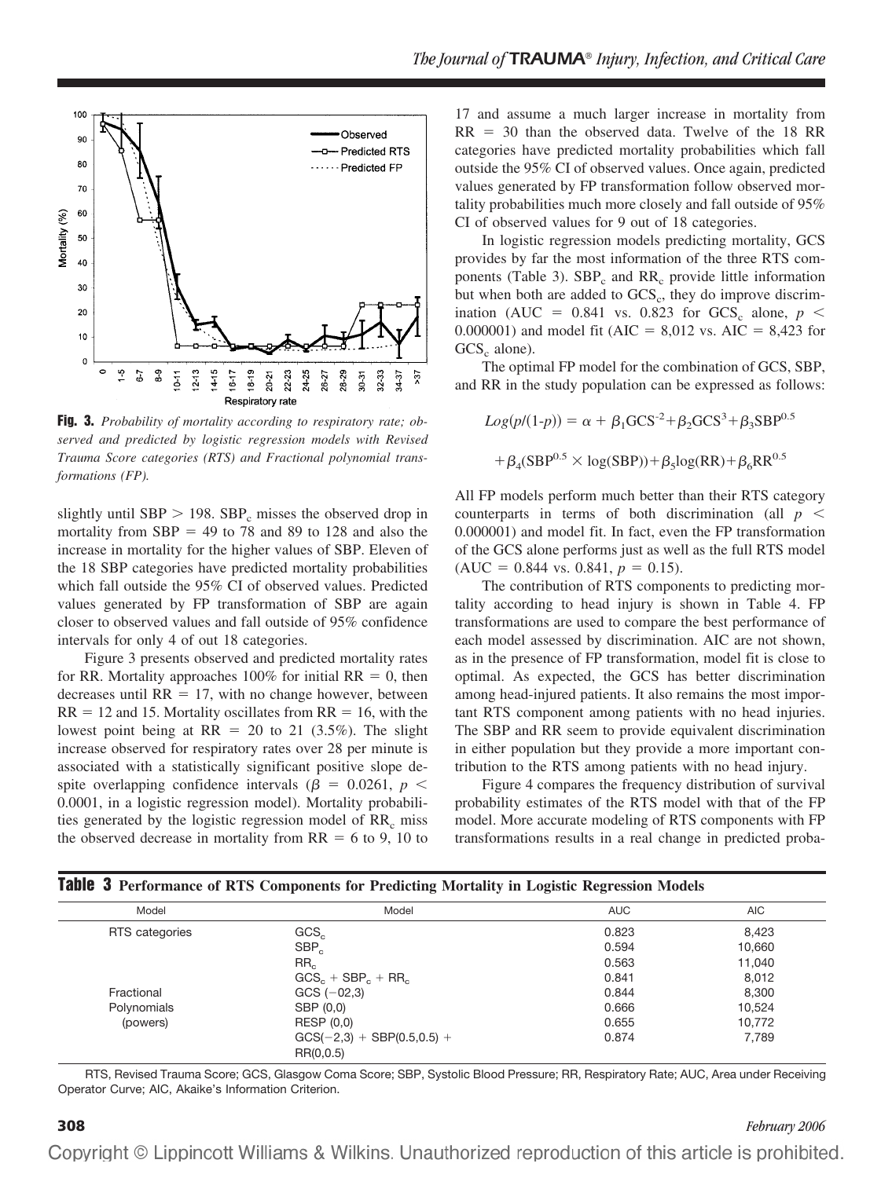Fig. 3. *Probability of mortality according to respiratory rate; observed and predicted by logistic regression models with Revised Trauma Score categories (RTS) and Fractional polynomial transformations (FP).*

slightly until SBP > 198. $SBP_c$ misses the observed drop in mortality from SBP = 49 to 78 and 89 to 128 and also the increase in mortality for the higher values of SBP. Eleven of the 18 SBP categories have predicted mortality probabilities which fall outside the 95% CI of observed values. Predicted values generated by FP transformation of SBP are again closer to observed values and fall outside of 95% confidence intervals for only 4 of out 18 categories.

Figure 3 presents observed and predicted mortality rates for RR. Mortality approaches 100% for initial RR = 0, then decreases until RR = 17, with no change however, between RR = 12 and 15. Mortality oscillates from RR = 16, with the lowest point being at RR = 20 to 21 (3.5%). The slight increase observed for respiratory rates over 28 per minute is associated with a statistically significant positive slope despite overlapping confidence intervals ($\beta = 0.0261$, $p < 0.0001$, in a logistic regression model). Mortality probabilities generated by the logistic regression model of $RR_c$ miss the observed decrease in mortality from RR = 6 to 9, 10 to 17 and assume a much larger increase in mortality from RR = 30 than the observed data. Twelve of the 18 RR categories have predicted mortality probabilities which fall outside the 95% CI of observed values. Once again, predicted values generated by FP transformation follow observed mortality probabilities much more closely and fall outside of 95% CI of observed values for 9 out of 18 categories.

In logistic regression models predicting mortality, GCS provides by far the most information of the three RTS components (Table 3). $SBP_c$ and $RR_c$ provide little information but when both are added to $GCS_c$, they do improve discrimination (AUC = 0.841 vs. 0.823 for $GCS_c$ alone, $p < 0.000001$) and model fit (AIC = 8,012 vs. AIC = 8,423 for $GCS_c$ alone).

The optimal FP model for the combination of GCS, SBP, and RR in the study population can be expressed as follows:

$$Log(p/(1\text{-}p)) = \alpha + \beta_1 GCS^{-2} + \beta_2 GCS^3 + \beta_3 SBP^{0.5}$$

$$+ \beta_4 (SBP^{0.5} \times \log(SBP)) + \beta_5 \log(RR) + \beta_6 RR^{0.5}$$

All FP models perform much better than their RTS category counterparts in terms of both discrimination (all $p < 0.000001$) and model fit. In fact, even the FP transformation of the GCS alone performs just as well as the full RTS model (AUC = 0.844 vs. 0.841, $p = 0.15$).

The contribution of RTS components to predicting mortality according to head injury is shown in Table 4. FP transformations are used to compare the best performance of each model assessed by discrimination. AIC are not shown, as in the presence of FP transformation, model fit is close to optimal. As expected, the GCS has better discrimination among head-injured patients. It also remains the most important RTS component among patients with no head injuries. The SBP and RR seem to provide equivalent discrimination in either population but they provide a more important contribution to the RTS among patients with no head injury.

Figure 4 compares the frequency distribution of survival probability estimates of the RTS model with that of the FP model. More accurate modeling of RTS components with FP transformations results in a real change in predicted proba-

**Table 3** Performance of RTS Components for Predicting Mortality in Logistic Regression Models

| Model | Model | AUC | AIC |
|---|---|---|---|
| RTS categories | $GCS_c$ | 0.823 | 8,423 |
| | $SBP_c$ | 0.594 | 10,660 |
| | $RR_c$ | 0.563 | 11,040 |
| | $GCS_c + SBP_c + RR_c$ | 0.841 | 8,012 |
| Fractional Polynomials (powers) | GCS (−02,3) | 0.844 | 8,300 |
| | SBP (0,0) | 0.666 | 10,524 |
| | RESP (0,0) | 0.655 | 10,772 |
| | GCS(−2,3) + SBP(0.5,0.5) + RR(0,0.5) | 0.874 | 7,789 |

RTS, Revised Trauma Score; GCS, Glasgow Coma Score; SBP, Systolic Blood Pressure; RR, Respiratory Rate; AUC, Area under Receiving Operator Curve; AIC, Akaike's Information Criterion.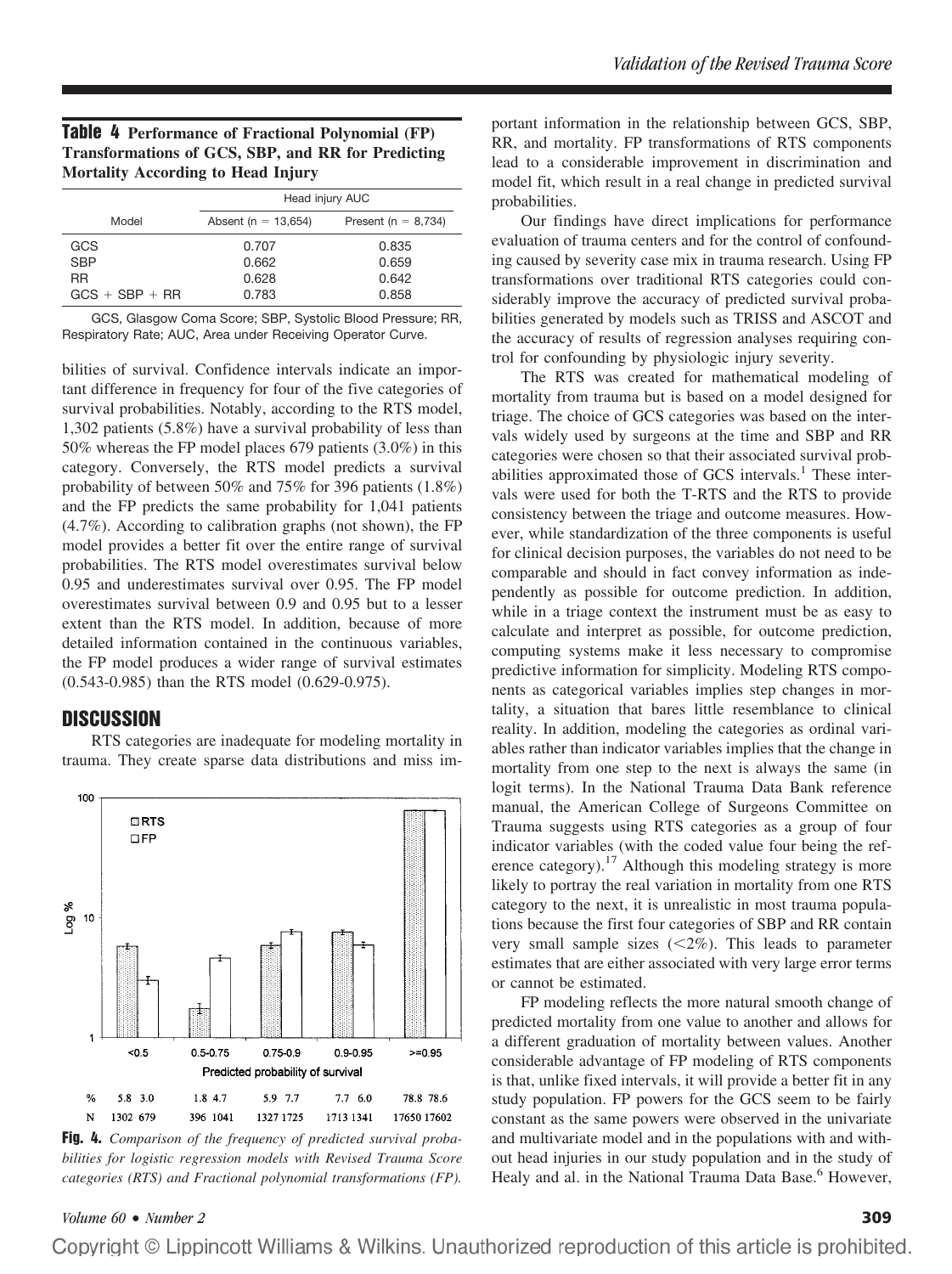**Table 4** Performance of Fractional Polynomial (FP) Transformations of GCS, SBP, and RR for Predicting Mortality According to Head Injury

| Model | Head injury AUC | |
|---|---|---|
| | Absent (n = 13,654) | Present (n = 8,734) |
| GCS | 0.707 | 0.835 |
| SBP | 0.662 | 0.659 |
| RR | 0.628 | 0.642 |
| GCS + SBP + RR | 0.783 | 0.858 |

GCS, Glasgow Coma Score; SBP, Systolic Blood Pressure; RR, Respiratory Rate; AUC, Area under Receiving Operator Curve.

bilities of survival. Confidence intervals indicate an important difference in frequency for four of the five categories of survival probabilities. Notably, according to the RTS model, 1,302 patients (5.8%) have a survival probability of less than 50% whereas the FP model places 679 patients (3.0%) in this category. Conversely, the RTS model predicts a survival probability of between 50% and 75% for 396 patients (1.8%) and the FP predicts the same probability for 1,041 patients (4.7%). According to calibration graphs (not shown), the FP model provides a better fit over the entire range of survival probabilities. The RTS model overestimates survival below 0.95 and underestimates survival over 0.95. The FP model overestimates survival between 0.9 and 0.95 but to a lesser extent than the RTS model. In addition, because of more detailed information contained in the continuous variables, the FP model produces a wider range of survival estimates (0.543-0.985) than the RTS model (0.629-0.975).

## DISCUSSION

RTS categories are inadequate for modeling mortality in trauma. They create sparse data distributions and miss important information in the relationship between GCS, SBP, RR, and mortality. FP transformations of RTS components lead to a considerable improvement in discrimination and model fit, which result in a real change in predicted survival probabilities.

Our findings have direct implications for performance evaluation of trauma centers and for the control of confounding caused by severity case mix in trauma research. Using FP transformations over traditional RTS categories could considerably improve the accuracy of predicted survival probabilities generated by models such as TRISS and ASCOT and the accuracy of results of regression analyses requiring control for confounding by physiologic injury severity.

The RTS was created for mathematical modeling of mortality from trauma but is based on a model designed for triage. The choice of GCS categories was based on the intervals widely used by surgeons at the time and SBP and RR categories were chosen so that their associated survival probabilities approximated those of GCS intervals.[1] These intervals were used for both the T-RTS and the RTS to provide consistency between the triage and outcome measures. However, while standardization of the three components is useful for clinical decision purposes, the variables do not need to be comparable and should in fact convey information as independently as possible for outcome prediction. In addition, while in a triage context the instrument must be as easy to calculate and interpret as possible, for outcome prediction, computing systems make it less necessary to compromise predictive information for simplicity. Modeling RTS components as categorical variables implies step changes in mortality, a situation that bares little resemblance to clinical reality. In addition, modeling the categories as ordinal variables rather than indicator variables implies that the change in mortality from one step to the next is always the same (in logit terms). In the National Trauma Data Bank reference manual, the American College of Surgeons Committee on Trauma suggests using RTS categories as a group of four indicator variables (with the coded value four being the reference category).[17] Although this modeling strategy is more likely to portray the real variation in mortality from one RTS category to the next, it is unrealistic in most trauma populations because the first four categories of SBP and RR contain very small sample sizes (<2%). This leads to parameter estimates that are either associated with very large error terms or cannot be estimated.

FP modeling reflects the more natural smooth change of predicted mortality from one value to another and allows for a different graduation of mortality between values. Another considerable advantage of FP modeling of RTS components is that, unlike fixed intervals, it will provide a better fit in any study population. FP powers for the GCS seem to be fairly constant as the same powers were observed in the univariate and multivariate model and in the populations with and without head injuries in our study population and in the study of Healy and al. in the National Trauma Data Base.[6] However,

| | <0.5 | 0.5-0.75 | 0.75-0.9 | 0.9-0.95 | >=0.95 |
|---|---|---|---|---|---|
| % | 5.8 3.0 | 1.8 4.7 | 5.9 7.7 | 7.7 6.0 | 78.8 78.6 |
| N | 1302 679 | 396 1041 | 1327 1725 | 1713 1341 | 17650 17602 |

**Fig. 4.** *Comparison of the frequency of predicted survival probabilities for logistic regression models with Revised Trauma Score categories (RTS) and Fractional polynomial transformations (FP).*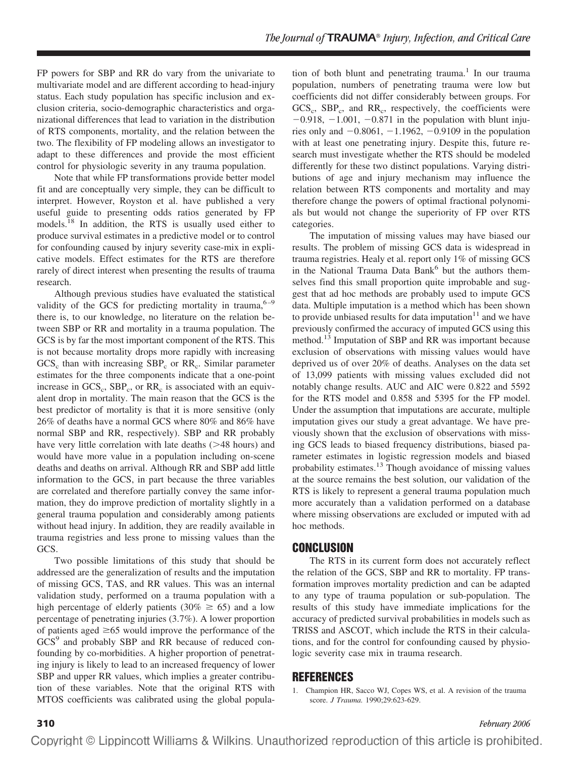FP powers for SBP and RR do vary from the univariate to multivariate model and are different according to head-injury status. Each study population has specific inclusion and exclusion criteria, socio-demographic characteristics and organizational differences that lead to variation in the distribution of RTS components, mortality, and the relation between the two. The flexibility of FP modeling allows an investigator to adapt to these differences and provide the most efficient control for physiologic severity in any trauma population.

Note that while FP transformations provide better model fit and are conceptually very simple, they can be difficult to interpret. However, Royston et al. have published a very useful guide to presenting odds ratios generated by FP models.[18] In addition, the RTS is usually used either to produce survival estimates in a predictive model or to control for confounding caused by injury severity case-mix in explicative models. Effect estimates for the RTS are therefore rarely of direct interest when presenting the results of trauma research.

Although previous studies have evaluated the statistical validity of the GCS for predicting mortality in trauma,[6–9] there is, to our knowledge, no literature on the relation between SBP or RR and mortality in a trauma population. The GCS is by far the most important component of the RTS. This is not because mortality drops more rapidly with increasing $GCS_c$ than with increasing $SBP_c$ or $RR_c$. Similar parameter estimates for the three components indicate that a one-point increase in $GCS_c$, $SBP_c$, or $RR_c$ is associated with an equivalent drop in mortality. The main reason that the GCS is the best predictor of mortality is that it is more sensitive (only 26% of deaths have a normal GCS where 80% and 86% have normal SBP and RR, respectively). SBP and RR probably have very little correlation with late deaths (>48 hours) and would have more value in a population including on-scene deaths and deaths on arrival. Although RR and SBP add little information to the GCS, in part because the three variables are correlated and therefore partially convey the same information, they do improve prediction of mortality slightly in a general trauma population and considerably among patients without head injury. In addition, they are readily available in trauma registries and less prone to missing values than the GCS.

Two possible limitations of this study that should be addressed are the generalization of results and the imputation of missing GCS, TAS, and RR values. This was an internal validation study, performed on a trauma population with a high percentage of elderly patients (30% $\geq$ 65) and a low percentage of penetrating injuries (3.7%). A lower proportion of patients aged $\geq$65 would improve the performance of the GCS[9] and probably SBP and RR because of reduced confounding by co-morbidities. A higher proportion of penetrating injury is likely to lead to an increased frequency of lower SBP and upper RR values, which implies a greater contribution of these variables. Note that the original RTS with MTOS coefficients was calibrated using the global population of both blunt and penetrating trauma.[1] In our trauma population, numbers of penetrating trauma were low but coefficients did not differ considerably between groups. For $GCS_c$, $SBP_c$, and $RR_c$, respectively, the coefficients were −0.918, −1.001, −0.871 in the population with blunt injuries only and −0.8061, −1.1962, −0.9109 in the population with at least one penetrating injury. Despite this, future research must investigate whether the RTS should be modeled differently for these two distinct populations. Varying distributions of age and injury mechanism may influence the relation between RTS components and mortality and may therefore change the powers of optimal fractional polynomials but would not change the superiority of FP over RTS categories.

The imputation of missing values may have biased our results. The problem of missing GCS data is widespread in trauma registries. Healy et al. report only 1% of missing GCS in the National Trauma Data Bank[6] but the authors themselves find this small proportion quite improbable and suggest that ad hoc methods are probably used to impute GCS data. Multiple imputation is a method which has been shown to provide unbiased results for data imputation[11] and we have previously confirmed the accuracy of imputed GCS using this method.[13] Imputation of SBP and RR was important because exclusion of observations with missing values would have deprived us of over 20% of deaths. Analyses on the data set of 13,099 patients with missing values excluded did not notably change results. AUC and AIC were 0.822 and 5592 for the RTS model and 0.858 and 5395 for the FP model. Under the assumption that imputations are accurate, multiple imputation gives our study a great advantage. We have previously shown that the exclusion of observations with missing GCS leads to biased frequency distributions, biased parameter estimates in logistic regression models and biased probability estimates.[13] Though avoidance of missing values at the source remains the best solution, our validation of the RTS is likely to represent a general trauma population much more accurately than a validation performed on a database where missing observations are excluded or imputed with ad hoc methods.

## CONCLUSION

The RTS in its current form does not accurately reflect the relation of the GCS, SBP and RR to mortality. FP transformation improves mortality prediction and can be adapted to any type of trauma population or sub-population. The results of this study have immediate implications for the accuracy of predicted survival probabilities in models such as TRISS and ASCOT, which include the RTS in their calculations, and for the control for confounding caused by physiologic severity case mix in trauma research.

## REFERENCES

1. Champion HR, Sacco WJ, Copes WS, et al. A revision of the trauma score. *J Trauma.* 1990;29:623-629.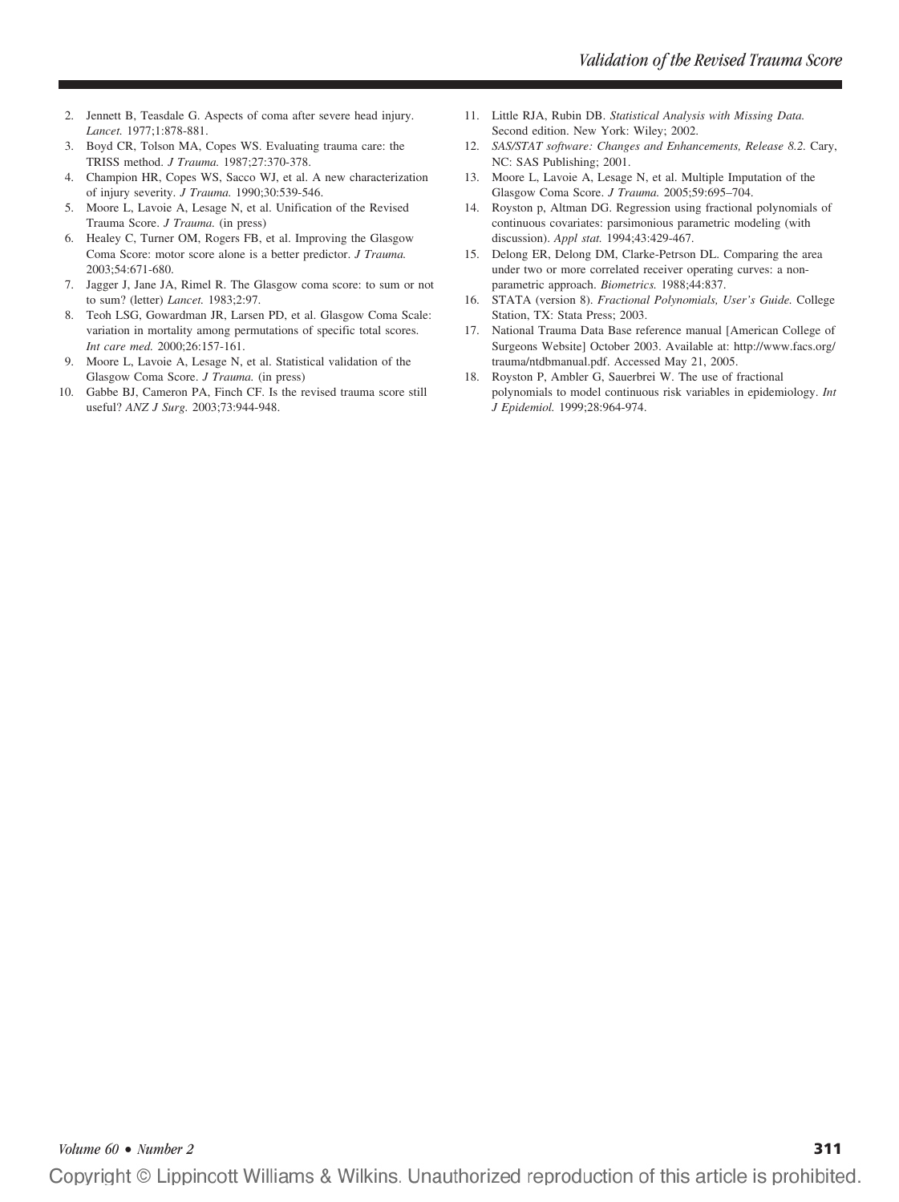2. Jennett B, Teasdale G. Aspects of coma after severe head injury. *Lancet.* 1977;1:878-881.
3. Boyd CR, Tolson MA, Copes WS. Evaluating trauma care: the TRISS method. *J Trauma.* 1987;27:370-378.
4. Champion HR, Copes WS, Sacco WJ, et al. A new characterization of injury severity. *J Trauma.* 1990;30:539-546.
5. Moore L, Lavoie A, Lesage N, et al. Unification of the Revised Trauma Score. *J Trauma.* (in press)
6. Healey C, Turner OM, Rogers FB, et al. Improving the Glasgow Coma Score: motor score alone is a better predictor. *J Trauma.* 2003;54:671-680.
7. Jagger J, Jane JA, Rimel R. The Glasgow coma score: to sum or not to sum? (letter) *Lancet.* 1983;2:97.
8. Teoh LSG, Gowardman JR, Larsen PD, et al. Glasgow Coma Scale: variation in mortality among permutations of specific total scores. *Int care med.* 2000;26:157-161.
9. Moore L, Lavoie A, Lesage N, et al. Statistical validation of the Glasgow Coma Score. *J Trauma.* (in press)
10. Gabbe BJ, Cameron PA, Finch CF. Is the revised trauma score still useful? *ANZ J Surg.* 2003;73:944-948.
11. Little RJA, Rubin DB. *Statistical Analysis with Missing Data.* Second edition. New York: Wiley; 2002.
12. *SAS/STAT software: Changes and Enhancements, Release 8.2.* Cary, NC: SAS Publishing; 2001.
13. Moore L, Lavoie A, Lesage N, et al. Multiple Imputation of the Glasgow Coma Score. *J Trauma.* 2005;59:695–704.
14. Royston p, Altman DG. Regression using fractional polynomials of continuous covariates: parsimonious parametric modeling (with discussion). *Appl stat.* 1994;43:429-467.
15. Delong ER, Delong DM, Clarke-Petrson DL. Comparing the area under two or more correlated receiver operating curves: a non-parametric approach. *Biometrics.* 1988;44:837.
16. STATA (version 8). *Fractional Polynomials, User's Guide.* College Station, TX: Stata Press; 2003.
17. National Trauma Data Base reference manual [American College of Surgeons Website] October 2003. Available at: http://www.facs.org/trauma/ntdbmanual.pdf. Accessed May 21, 2005.
18. Royston P, Ambler G, Sauerbrei W. The use of fractional polynomials to model continuous risk variables in epidemiology. *Int J Epidemiol.* 1999;28:964-974.

Copyright © Lippincott Williams & Wilkins. Unauthorized reproduction of this article is prohibited.